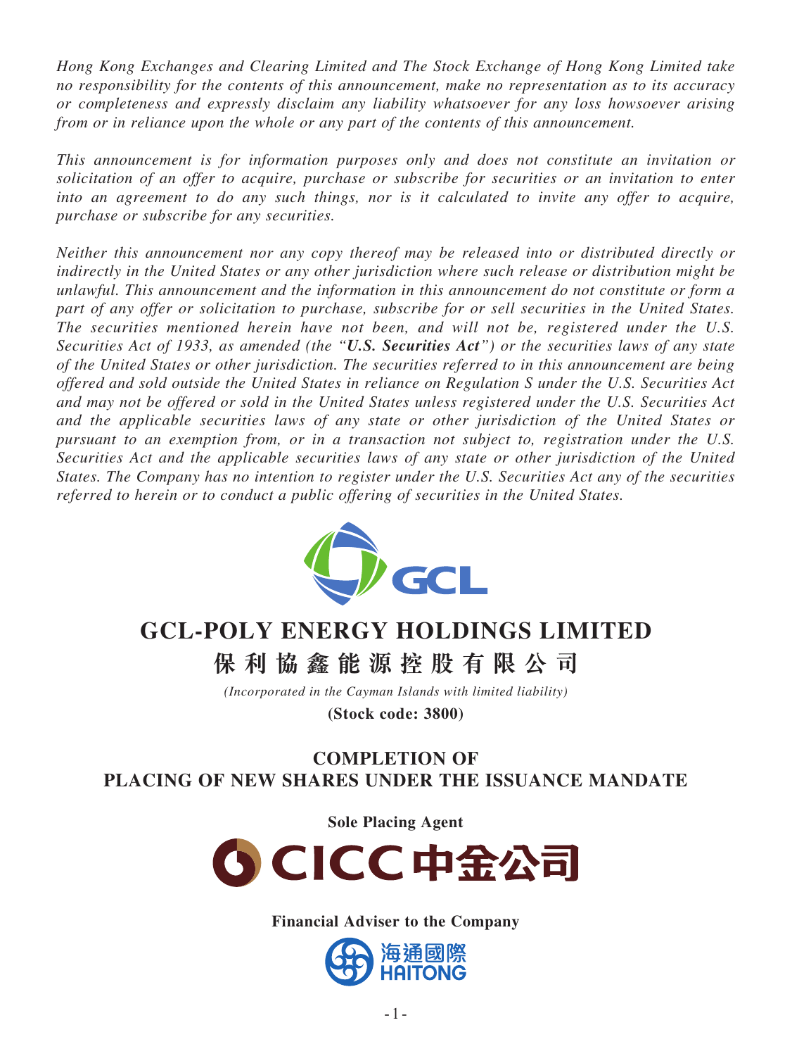*Hong Kong Exchanges and Clearing Limited and The Stock Exchange of Hong Kong Limited take no responsibility for the contents of this announcement, make no representation as to its accuracy or completeness and expressly disclaim any liability whatsoever for any loss howsoever arising from or in reliance upon the whole or any part of the contents of this announcement.*

*This announcement is for information purposes only and does not constitute an invitation or solicitation of an offer to acquire, purchase or subscribe for securities or an invitation to enter into an agreement to do any such things, nor is it calculated to invite any offer to acquire, purchase or subscribe for any securities.*

*Neither this announcement nor any copy thereof may be released into or distributed directly or indirectly in the United States or any other jurisdiction where such release or distribution might be unlawful. This announcement and the information in this announcement do not constitute or form a part of any offer or solicitation to purchase, subscribe for or sell securities in the United States. The securities mentioned herein have not been, and will not be, registered under the U.S. Securities Act of 1933, as amended (the "**U.S. Securities Act**") or the securities laws of any state of the United States or other jurisdiction. The securities referred to in this announcement are being offered and sold outside the United States in reliance on Regulation S under the U.S. Securities Act and may not be offered or sold in the United States unless registered under the U.S. Securities Act and the applicable securities laws of any state or other jurisdiction of the United States or pursuant to an exemption from, or in a transaction not subject to, registration under the U.S. Securities Act and the applicable securities laws of any state or other jurisdiction of the United States. The Company has no intention to register under the U.S. Securities Act any of the securities referred to herein or to conduct a public offering of securities in the United States.*

GCL

# GCL-POLY ENERGY HOLDINGS LIMITED

# 保利協鑫能源控股有限公司

*(Incorporated in the Cayman Islands with limited liability)*

**(Stock code: 3800)**

## COMPLETION OF PLACING OF NEW SHARES UNDER THE ISSUANCE MANDATE

**Sole Placing Agent**

CICC 中金公司

**Financial Adviser to the Company**

海通國際 HAITONG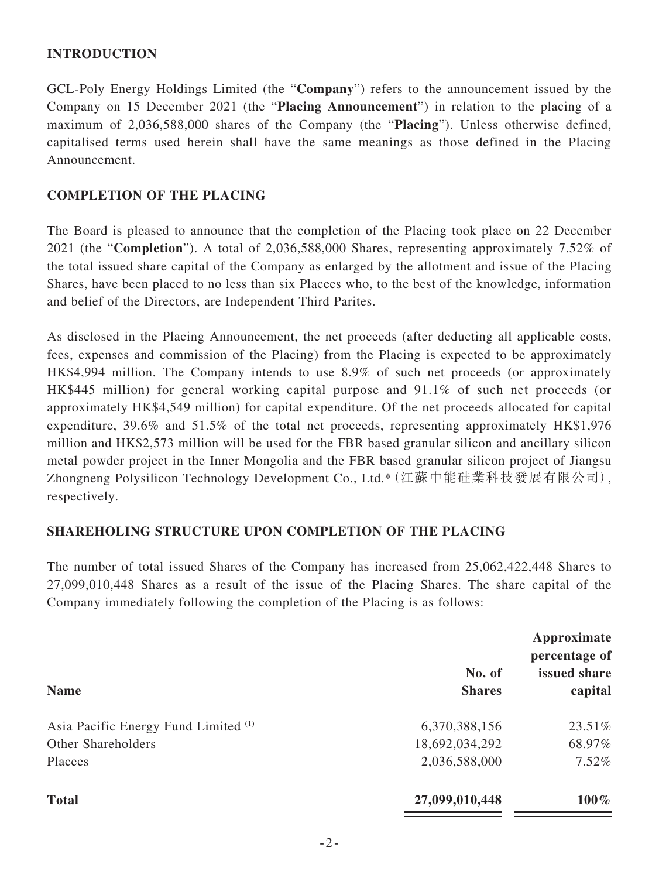## INTRODUCTION

GCL-Poly Energy Holdings Limited (the "**Company**") refers to the announcement issued by the Company on 15 December 2021 (the "**Placing Announcement**") in relation to the placing of a maximum of 2,036,588,000 shares of the Company (the "**Placing**"). Unless otherwise defined, capitalised terms used herein shall have the same meanings as those defined in the Placing Announcement.

## COMPLETION OF THE PLACING

The Board is pleased to announce that the completion of the Placing took place on 22 December 2021 (the "**Completion**"). A total of 2,036,588,000 Shares, representing approximately 7.52% of the total issued share capital of the Company as enlarged by the allotment and issue of the Placing Shares, have been placed to no less than six Placees who, to the best of the knowledge, information and belief of the Directors, are Independent Third Parites.

As disclosed in the Placing Announcement, the net proceeds (after deducting all applicable costs, fees, expenses and commission of the Placing) from the Placing is expected to be approximately HK$4,994 million. The Company intends to use 8.9% of such net proceeds (or approximately HK$445 million) for general working capital purpose and 91.1% of such net proceeds (or approximately HK$4,549 million) for capital expenditure. Of the net proceeds allocated for capital expenditure, 39.6% and 51.5% of the total net proceeds, representing approximately HK$1,976 million and HK$2,573 million will be used for the FBR based granular silicon and ancillary silicon metal powder project in the Inner Mongolia and the FBR based granular silicon project of Jiangsu Zhongneng Polysilicon Technology Development Co., Ltd.*（江蘇中能硅業科技發展有限公司）, respectively.

## SHAREHOLING STRUCTURE UPON COMPLETION OF THE PLACING

The number of total issued Shares of the Company has increased from 25,062,422,448 Shares to 27,099,010,448 Shares as a result of the issue of the Placing Shares. The share capital of the Company immediately following the completion of the Placing is as follows:

| Name | No. of Shares | Approximate percentage of issued share capital |
|---|---:|---:|
| Asia Pacific Energy Fund Limited [(1)] | 6,370,388,156 | 23.51% |
| Other Shareholders | 18,692,034,292 | 68.97% |
| Placees | 2,036,588,000 | 7.52% |
| **Total** | **27,099,010,448** | **100%** |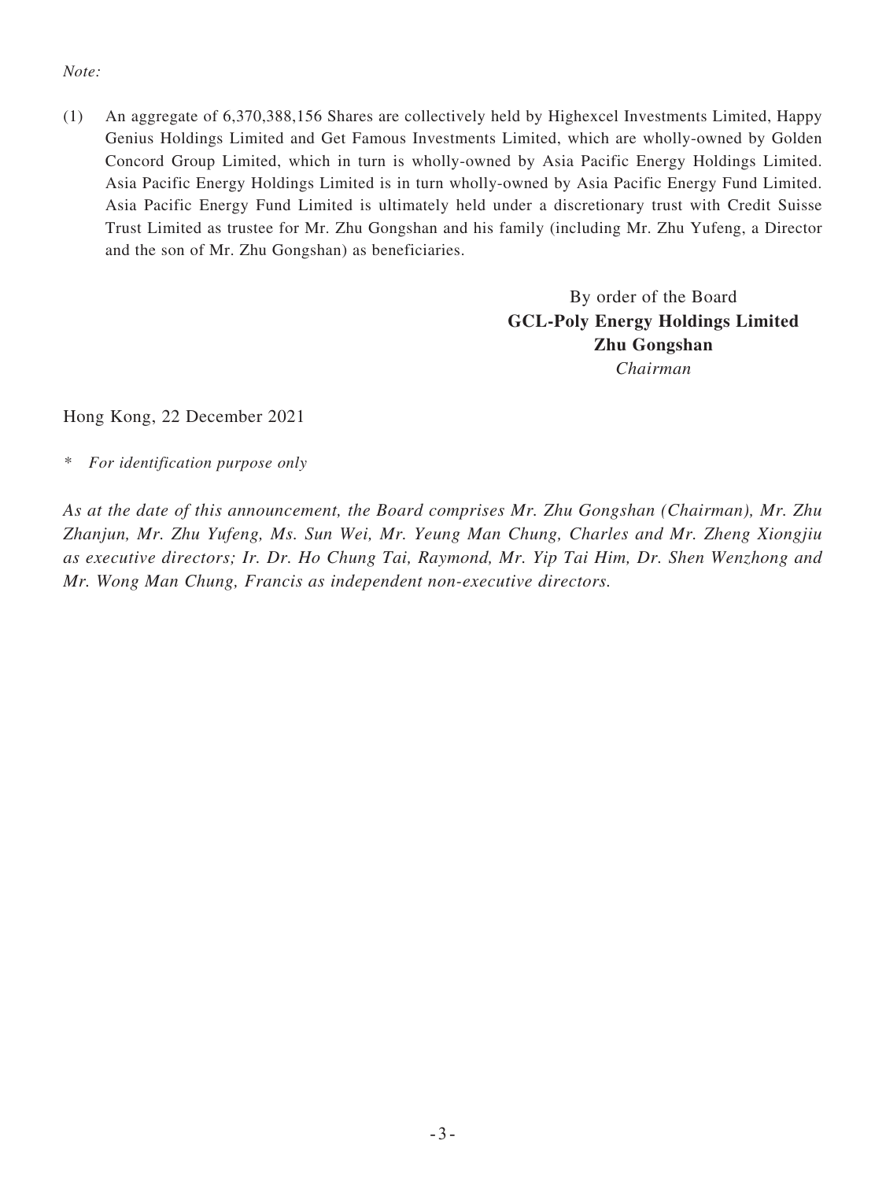*Note:*

(1) An aggregate of 6,370,388,156 Shares are collectively held by Highexcel Investments Limited, Happy Genius Holdings Limited and Get Famous Investments Limited, which are wholly-owned by Golden Concord Group Limited, which in turn is wholly-owned by Asia Pacific Energy Holdings Limited. Asia Pacific Energy Holdings Limited is in turn wholly-owned by Asia Pacific Energy Fund Limited. Asia Pacific Energy Fund Limited is ultimately held under a discretionary trust with Credit Suisse Trust Limited as trustee for Mr. Zhu Gongshan and his family (including Mr. Zhu Yufeng, a Director and the son of Mr. Zhu Gongshan) as beneficiaries.

By order of the Board
**GCL-Poly Energy Holdings Limited**
**Zhu Gongshan**
*Chairman*

Hong Kong, 22 December 2021

\* *For identification purpose only*

*As at the date of this announcement, the Board comprises Mr. Zhu Gongshan (Chairman), Mr. Zhu Zhanjun, Mr. Zhu Yufeng, Ms. Sun Wei, Mr. Yeung Man Chung, Charles and Mr. Zheng Xiongjiu as executive directors; Ir. Dr. Ho Chung Tai, Raymond, Mr. Yip Tai Him, Dr. Shen Wenzhong and Mr. Wong Man Chung, Francis as independent non-executive directors.*